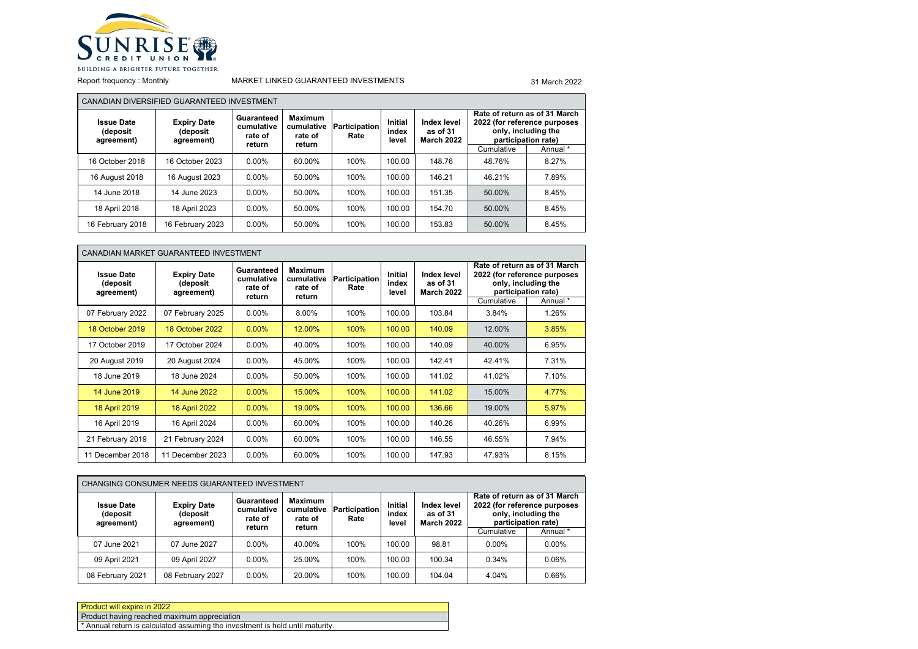SUNRISE CREDIT UNION

BUILDING A BRIGHTER FUTURE TOGETHER.

Report frequency : Monthly

MARKET LINKED GUARANTEED INVESTMENTS

31 March 2022

## CANADIAN DIVERSIFIED GUARANTEED INVESTMENT

| Issue Date (deposit agreement) | Expiry Date (deposit agreement) | Guaranteed cumulative rate of return | Maximum cumulative rate of return | Participation Rate | Initial index level | Index level as of 31 March 2022 | Rate of return as of 31 March 2022 (for reference purposes only, including the participation rate) | |
|---|---|---|---|---|---|---|---|---|
| | | | | | | | Cumulative | Annual * |
| 16 October 2018 | 16 October 2023 | 0.00% | 60.00% | 100% | 100.00 | 148.76 | 48.76% | 8.27% |
| 16 August 2018 | 16 August 2023 | 0.00% | 50.00% | 100% | 100.00 | 146.21 | 46.21% | 7.89% |
| 14 June 2018 | 14 June 2023 | 0.00% | 50.00% | 100% | 100.00 | 151.35 | 50.00% | 8.45% |
| 18 April 2018 | 18 April 2023 | 0.00% | 50.00% | 100% | 100.00 | 154.70 | 50.00% | 8.45% |
| 16 February 2018 | 16 February 2023 | 0.00% | 50.00% | 100% | 100.00 | 153.83 | 50.00% | 8.45% |

## CANADIAN MARKET GUARANTEED INVESTMENT

| Issue Date (deposit agreement) | Expiry Date (deposit agreement) | Guaranteed cumulative rate of return | Maximum cumulative rate of return | Participation Rate | Initial index level | Index level as of 31 March 2022 | Rate of return as of 31 March 2022 (for reference purposes only, including the participation rate) | |
|---|---|---|---|---|---|---|---|---|
| | | | | | | | Cumulative | Annual * |
| 07 February 2022 | 07 February 2025 | 0.00% | 8.00% | 100% | 100.00 | 103.84 | 3.84% | 1.26% |
| 18 October 2019 | 18 October 2022 | 0.00% | 12.00% | 100% | 100.00 | 140.09 | 12.00% | 3.85% |
| 17 October 2019 | 17 October 2024 | 0.00% | 40.00% | 100% | 100.00 | 140.09 | 40.00% | 6.95% |
| 20 August 2019 | 20 August 2024 | 0.00% | 45.00% | 100% | 100.00 | 142.41 | 42.41% | 7.31% |
| 18 June 2019 | 18 June 2024 | 0.00% | 50.00% | 100% | 100.00 | 141.02 | 41.02% | 7.10% |
| 14 June 2019 | 14 June 2022 | 0.00% | 15.00% | 100% | 100.00 | 141.02 | 15.00% | 4.77% |
| 18 April 2019 | 18 April 2022 | 0.00% | 19.00% | 100% | 100.00 | 136.66 | 19.00% | 5.97% |
| 16 April 2019 | 16 April 2024 | 0.00% | 60.00% | 100% | 100.00 | 140.26 | 40.26% | 6.99% |
| 21 February 2019 | 21 February 2024 | 0.00% | 60.00% | 100% | 100.00 | 146.55 | 46.55% | 7.94% |
| 11 December 2018 | 11 December 2023 | 0.00% | 60.00% | 100% | 100.00 | 147.93 | 47.93% | 8.15% |

## CHANGING CONSUMER NEEDS GUARANTEED INVESTMENT

| Issue Date (deposit agreement) | Expiry Date (deposit agreement) | Guaranteed cumulative rate of return | Maximum cumulative rate of return | Participation Rate | Initial index level | Index level as of 31 March 2022 | Rate of return as of 31 March 2022 (for reference purposes only, including the participation rate) | |
|---|---|---|---|---|---|---|---|---|
| | | | | | | | Cumulative | Annual * |
| 07 June 2021 | 07 June 2027 | 0.00% | 40.00% | 100% | 100.00 | 98.81 | 0.00% | 0.00% |
| 09 April 2021 | 09 April 2027 | 0.00% | 25.00% | 100% | 100.00 | 100.34 | 0.34% | 0.06% |
| 08 February 2021 | 08 February 2027 | 0.00% | 20.00% | 100% | 100.00 | 104.04 | 4.04% | 0.66% |

Product will expire in 2022

Product having reached maximum appreciation

* Annual return is calculated assuming the investment is held until maturity.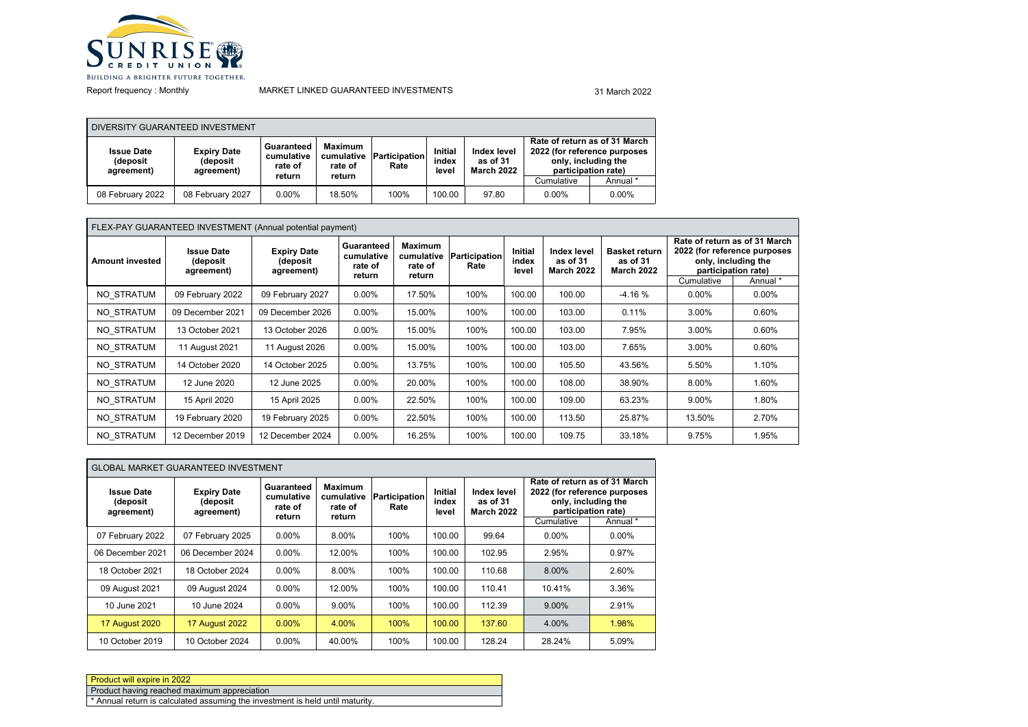Report frequency : Monthly

MARKET LINKED GUARANTEED INVESTMENTS

31 March 2022

## DIVERSITY GUARANTEED INVESTMENT

| Issue Date (deposit agreement) | Expiry Date (deposit agreement) | Guaranteed cumulative rate of return | Maximum cumulative rate of return | Participation Rate | Initial index level | Index level as of 31 March 2022 | Rate of return as of 31 March 2022 (for reference purposes only, including the participation rate) | |
|---|---|---|---|---|---|---|---|---|
| | | | | | | | Cumulative | Annual * |
| 08 February 2022 | 08 February 2027 | 0.00% | 18.50% | 100% | 100.00 | 97.80 | 0.00% | 0.00% |

## FLEX-PAY GUARANTEED INVESTMENT (Annual potential payment)

| Amount invested | Issue Date (deposit agreement) | Expiry Date (deposit agreement) | Guaranteed cumulative rate of return | Maximum cumulative rate of return | Participation Rate | Initial index level | Index level as of 31 March 2022 | Basket return as of 31 March 2022 | Rate of return as of 31 March 2022 (for reference purposes only, including the participation rate) | |
|---|---|---|---|---|---|---|---|---|---|---|
| | | | | | | | | | Cumulative | Annual * |
| NO_STRATUM | 09 February 2022 | 09 February 2027 | 0.00% | 17.50% | 100% | 100.00 | 100.00 | -4.16 % | 0.00% | 0.00% |
| NO_STRATUM | 09 December 2021 | 09 December 2026 | 0.00% | 15.00% | 100% | 100.00 | 103.00 | 0.11% | 3.00% | 0.60% |
| NO_STRATUM | 13 October 2021 | 13 October 2026 | 0.00% | 15.00% | 100% | 100.00 | 103.00 | 7.95% | 3.00% | 0.60% |
| NO_STRATUM | 11 August 2021 | 11 August 2026 | 0.00% | 15.00% | 100% | 100.00 | 103.00 | 7.65% | 3.00% | 0.60% |
| NO_STRATUM | 14 October 2020 | 14 October 2025 | 0.00% | 13.75% | 100% | 100.00 | 105.50 | 43.56% | 5.50% | 1.10% |
| NO_STRATUM | 12 June 2020 | 12 June 2025 | 0.00% | 20.00% | 100% | 100.00 | 108.00 | 38.90% | 8.00% | 1.60% |
| NO_STRATUM | 15 April 2020 | 15 April 2025 | 0.00% | 22.50% | 100% | 100.00 | 109.00 | 63.23% | 9.00% | 1.80% |
| NO_STRATUM | 19 February 2020 | 19 February 2025 | 0.00% | 22.50% | 100% | 100.00 | 113.50 | 25.87% | 13.50% | 2.70% |
| NO_STRATUM | 12 December 2019 | 12 December 2024 | 0.00% | 16.25% | 100% | 100.00 | 109.75 | 33.18% | 9.75% | 1.95% |

## GLOBAL MARKET GUARANTEED INVESTMENT

| Issue Date (deposit agreement) | Expiry Date (deposit agreement) | Guaranteed cumulative rate of return | Maximum cumulative rate of return | Participation Rate | Initial index level | Index level as of 31 March 2022 | Rate of return as of 31 March 2022 (for reference purposes only, including the participation rate) | |
|---|---|---|---|---|---|---|---|---|
| | | | | | | | Cumulative | Annual * |
| 07 February 2022 | 07 February 2025 | 0.00% | 8.00% | 100% | 100.00 | 99.64 | 0.00% | 0.00% |
| 06 December 2021 | 06 December 2024 | 0.00% | 12.00% | 100% | 100.00 | 102.95 | 2.95% | 0.97% |
| 18 October 2021 | 18 October 2024 | 0.00% | 8.00% | 100% | 100.00 | 110.68 | 8.00% | 2.60% |
| 09 August 2021 | 09 August 2024 | 0.00% | 12.00% | 100% | 100.00 | 110.41 | 10.41% | 3.36% |
| 10 June 2021 | 10 June 2024 | 0.00% | 9.00% | 100% | 100.00 | 112.39 | 9.00% | 2.91% |
| 17 August 2020 | 17 August 2022 | 0.00% | 4.00% | 100% | 100.00 | 137.60 | 4.00% | 1.98% |
| 10 October 2019 | 10 October 2024 | 0.00% | 40.00% | 100% | 100.00 | 128.24 | 28.24% | 5.09% |

Product will expire in 2022

Product having reached maximum appreciation

* Annual return is calculated assuming the investment is held until maturity.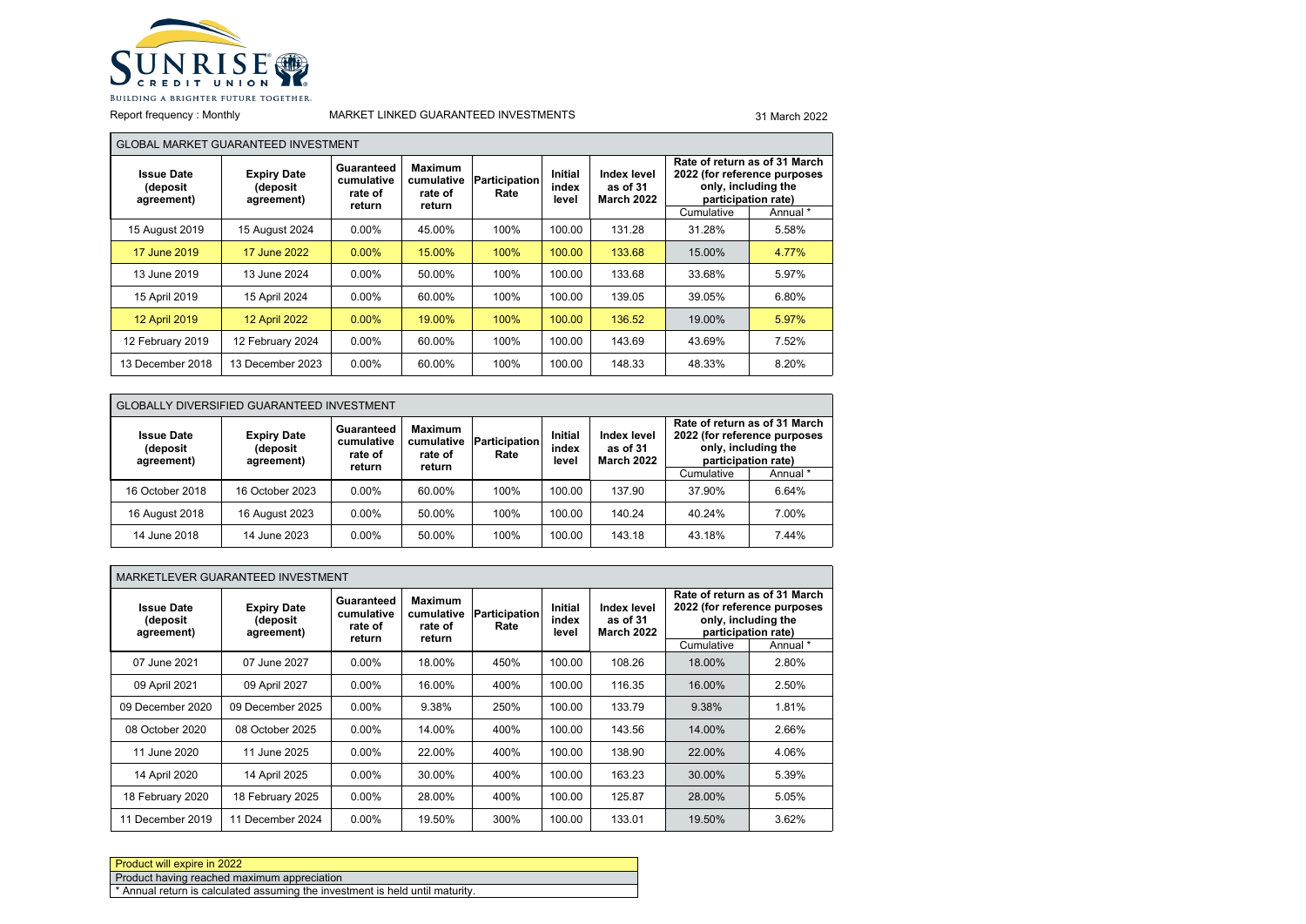SUNRISE CREDIT UNION
BUILDING A BRIGHTER FUTURE TOGETHER.

Report frequency : Monthly

MARKET LINKED GUARANTEED INVESTMENTS

31 March 2022

## GLOBAL MARKET GUARANTEED INVESTMENT

| Issue Date (deposit agreement) | Expiry Date (deposit agreement) | Guaranteed cumulative rate of return | Maximum cumulative rate of return | Participation Rate | Initial index level | Index level as of 31 March 2022 | Rate of return as of 31 March 2022 (for reference purposes only, including the participation rate) | |
|---|---|---|---|---|---|---|---|---|
| | | | | | | | Cumulative | Annual * |
| 15 August 2019 | 15 August 2024 | 0.00% | 45.00% | 100% | 100.00 | 131.28 | 31.28% | 5.58% |
| 17 June 2019 | 17 June 2022 | 0.00% | 15.00% | 100% | 100.00 | 133.68 | 15.00% | 4.77% |
| 13 June 2019 | 13 June 2024 | 0.00% | 50.00% | 100% | 100.00 | 133.68 | 33.68% | 5.97% |
| 15 April 2019 | 15 April 2024 | 0.00% | 60.00% | 100% | 100.00 | 139.05 | 39.05% | 6.80% |
| 12 April 2019 | 12 April 2022 | 0.00% | 19.00% | 100% | 100.00 | 136.52 | 19.00% | 5.97% |
| 12 February 2019 | 12 February 2024 | 0.00% | 60.00% | 100% | 100.00 | 143.69 | 43.69% | 7.52% |
| 13 December 2018 | 13 December 2023 | 0.00% | 60.00% | 100% | 100.00 | 148.33 | 48.33% | 8.20% |

## GLOBALLY DIVERSIFIED GUARANTEED INVESTMENT

| Issue Date (deposit agreement) | Expiry Date (deposit agreement) | Guaranteed cumulative rate of return | Maximum cumulative rate of return | Participation Rate | Initial index level | Index level as of 31 March 2022 | Rate of return as of 31 March 2022 (for reference purposes only, including the participation rate) | |
|---|---|---|---|---|---|---|---|---|
| | | | | | | | Cumulative | Annual * |
| 16 October 2018 | 16 October 2023 | 0.00% | 60.00% | 100% | 100.00 | 137.90 | 37.90% | 6.64% |
| 16 August 2018 | 16 August 2023 | 0.00% | 50.00% | 100% | 100.00 | 140.24 | 40.24% | 7.00% |
| 14 June 2018 | 14 June 2023 | 0.00% | 50.00% | 100% | 100.00 | 143.18 | 43.18% | 7.44% |

## MARKETLEVER GUARANTEED INVESTMENT

| Issue Date (deposit agreement) | Expiry Date (deposit agreement) | Guaranteed cumulative rate of return | Maximum cumulative rate of return | Participation Rate | Initial index level | Index level as of 31 March 2022 | Rate of return as of 31 March 2022 (for reference purposes only, including the participation rate) | |
|---|---|---|---|---|---|---|---|---|
| | | | | | | | Cumulative | Annual * |
| 07 June 2021 | 07 June 2027 | 0.00% | 18.00% | 450% | 100.00 | 108.26 | 18.00% | 2.80% |
| 09 April 2021 | 09 April 2027 | 0.00% | 16.00% | 400% | 100.00 | 116.35 | 16.00% | 2.50% |
| 09 December 2020 | 09 December 2025 | 0.00% | 9.38% | 250% | 100.00 | 133.79 | 9.38% | 1.81% |
| 08 October 2020 | 08 October 2025 | 0.00% | 14.00% | 400% | 100.00 | 143.56 | 14.00% | 2.66% |
| 11 June 2020 | 11 June 2025 | 0.00% | 22.00% | 400% | 100.00 | 138.90 | 22.00% | 4.06% |
| 14 April 2020 | 14 April 2025 | 0.00% | 30.00% | 400% | 100.00 | 163.23 | 30.00% | 5.39% |
| 18 February 2020 | 18 February 2025 | 0.00% | 28.00% | 400% | 100.00 | 125.87 | 28.00% | 5.05% |
| 11 December 2019 | 11 December 2024 | 0.00% | 19.50% | 300% | 100.00 | 133.01 | 19.50% | 3.62% |

Product will expire in 2022

Product having reached maximum appreciation

* Annual return is calculated assuming the investment is held until maturity.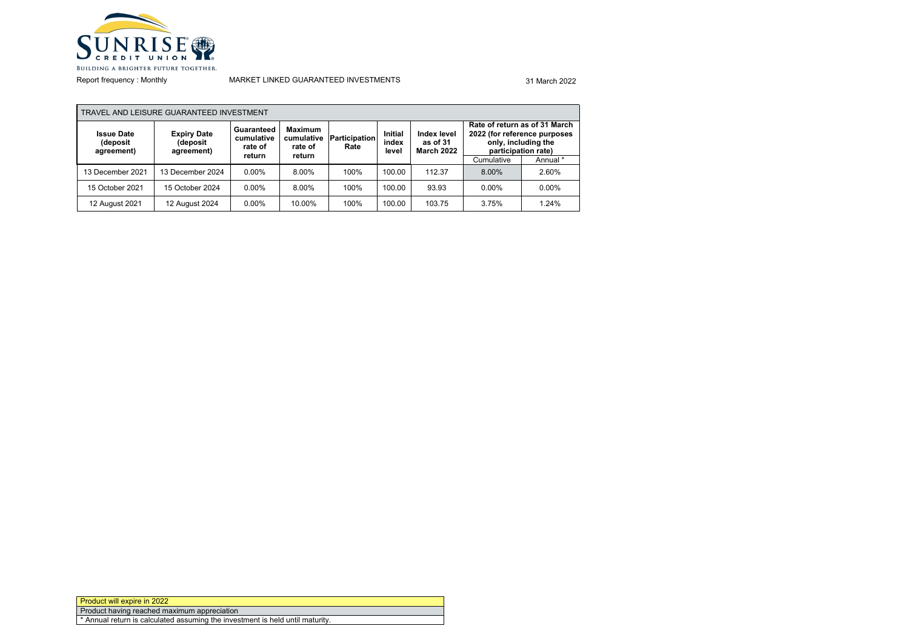SUNRISE CREDIT UNION

BUILDING A BRIGHTER FUTURE TOGETHER.

Report frequency : Monthly

MARKET LINKED GUARANTEED INVESTMENTS

31 March 2022

| TRAVEL AND LEISURE GUARANTEED INVESTMENT | | | | | | | | |
|---|---|---|---|---|---|---|---|---|
| **Issue Date (deposit agreement)** | **Expiry Date (deposit agreement)** | **Guaranteed cumulative rate of return** | **Maximum cumulative rate of return** | **Participation Rate** | **Initial index level** | **Index level as of 31 March 2022** | **Rate of return as of 31 March 2022 (for reference purposes only, including the participation rate)** | |
| | | | | | | | Cumulative | Annual * |
| 13 December 2021 | 13 December 2024 | 0.00% | 8.00% | 100% | 100.00 | 112.37 | 8.00% | 2.60% |
| 15 October 2021 | 15 October 2024 | 0.00% | 8.00% | 100% | 100.00 | 93.93 | 0.00% | 0.00% |
| 12 August 2021 | 12 August 2024 | 0.00% | 10.00% | 100% | 100.00 | 103.75 | 3.75% | 1.24% |

Product will expire in 2022

Product having reached maximum appreciation

* Annual return is calculated assuming the investment is held until maturity.